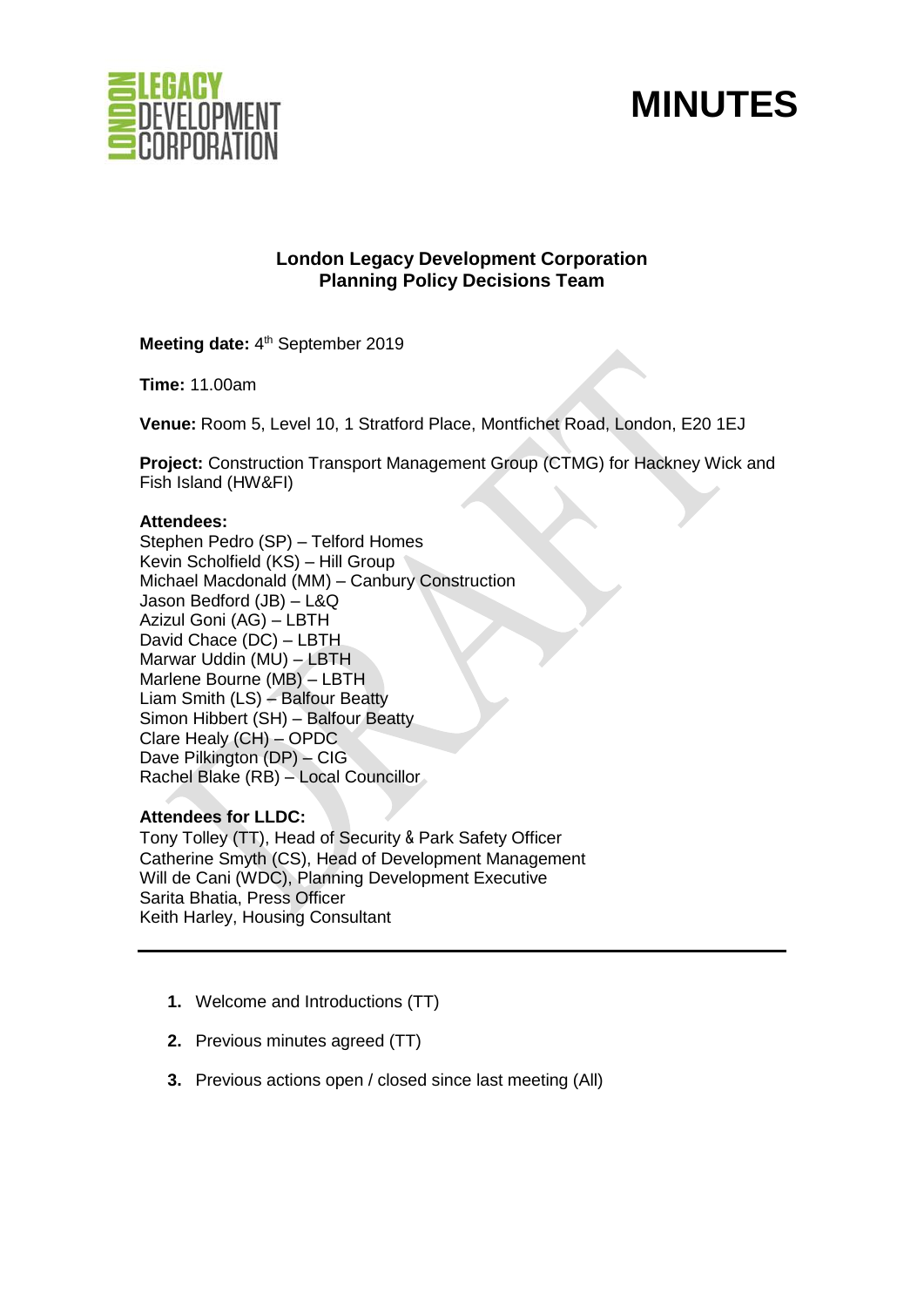# MINUTES

**London Legacy Development Corporation**
**Planning Policy Decisions Team**

**Meeting date:** 4th September 2019

**Time:** 11.00am

**Venue:** Room 5, Level 10, 1 Stratford Place, Montfichet Road, London, E20 1EJ

**Project:** Construction Transport Management Group (CTMG) for Hackney Wick and Fish Island (HW&FI)

**Attendees:**
Stephen Pedro (SP) – Telford Homes
Kevin Scholfield (KS) – Hill Group
Michael Macdonald (MM) – Canbury Construction
Jason Bedford (JB) – L&Q
Azizul Goni (AG) – LBTH
David Chace (DC) – LBTH
Marwar Uddin (MU) – LBTH
Marlene Bourne (MB) – LBTH
Liam Smith (LS) – Balfour Beatty
Simon Hibbert (SH) – Balfour Beatty
Clare Healy (CH) – OPDC
Dave Pilkington (DP) – CIG
Rachel Blake (RB) – Local Councillor

**Attendees for LLDC:**
Tony Tolley (TT), Head of Security & Park Safety Officer
Catherine Smyth (CS), Head of Development Management
Will de Cani (WDC), Planning Development Executive
Sarita Bhatia, Press Officer
Keith Harley, Housing Consultant

---

1. Welcome and Introductions (TT)
2. Previous minutes agreed (TT)
3. Previous actions open / closed since last meeting (All)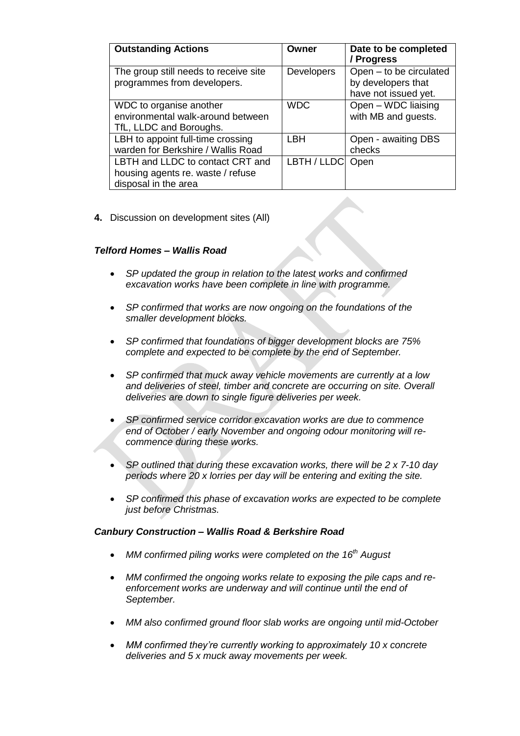| Outstanding Actions | Owner | Date to be completed / Progress |
|---|---|---|
| The group still needs to receive site programmes from developers. | Developers | Open – to be circulated by developers that have not issued yet. |
| WDC to organise another environmental walk-around between TfL, LLDC and Boroughs. | WDC | Open – WDC liaising with MB and guests. |
| LBH to appoint full-time crossing warden for Berkshire / Wallis Road | LBH | Open - awaiting DBS checks |
| LBTH and LLDC to contact CRT and housing agents re. waste / refuse disposal in the area | LBTH / LLDC | Open |

**4.** Discussion on development sites (All)

***Telford Homes – Wallis Road***

- *SP updated the group in relation to the latest works and confirmed excavation works have been complete in line with programme.*
- *SP confirmed that works are now ongoing on the foundations of the smaller development blocks.*
- *SP confirmed that foundations of bigger development blocks are 75% complete and expected to be complete by the end of September.*
- *SP confirmed that muck away vehicle movements are currently at a low and deliveries of steel, timber and concrete are occurring on site. Overall deliveries are down to single figure deliveries per week.*
- *SP confirmed service corridor excavation works are due to commence end of October / early November and ongoing odour monitoring will re-commence during these works.*
- *SP outlined that during these excavation works, there will be 2 x 7-10 day periods where 20 x lorries per day will be entering and exiting the site.*
- *SP confirmed this phase of excavation works are expected to be complete just before Christmas.*

***Canbury Construction – Wallis Road & Berkshire Road***

- *MM confirmed piling works were completed on the 16th August*
- *MM confirmed the ongoing works relate to exposing the pile caps and re-enforcement works are underway and will continue until the end of September.*
- *MM also confirmed ground floor slab works are ongoing until mid-October*
- *MM confirmed they're currently working to approximately 10 x concrete deliveries and 5 x muck away movements per week.*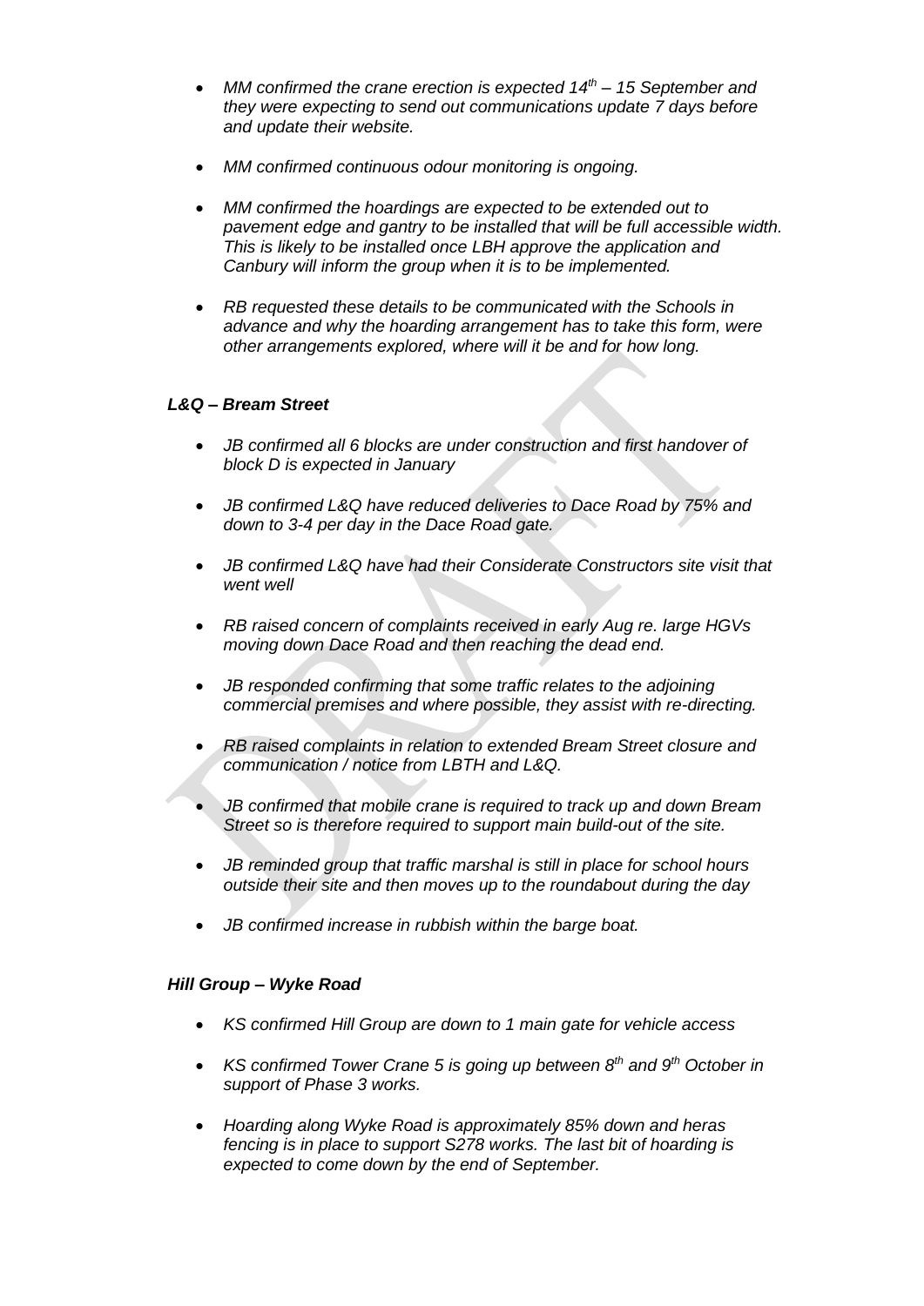- *MM confirmed the crane erection is expected 14th – 15 September and they were expecting to send out communications update 7 days before and update their website.*

- *MM confirmed continuous odour monitoring is ongoing.*

- *MM confirmed the hoardings are expected to be extended out to pavement edge and gantry to be installed that will be full accessible width. This is likely to be installed once LBH approve the application and Canbury will inform the group when it is to be implemented.*

- *RB requested these details to be communicated with the Schools in advance and why the hoarding arrangement has to take this form, were other arrangements explored, where will it be and for how long.*

***L&Q – Bream Street***

- *JB confirmed all 6 blocks are under construction and first handover of block D is expected in January*

- *JB confirmed L&Q have reduced deliveries to Dace Road by 75% and down to 3-4 per day in the Dace Road gate.*

- *JB confirmed L&Q have had their Considerate Constructors site visit that went well*

- *RB raised concern of complaints received in early Aug re. large HGVs moving down Dace Road and then reaching the dead end.*

- *JB responded confirming that some traffic relates to the adjoining commercial premises and where possible, they assist with re-directing.*

- *RB raised complaints in relation to extended Bream Street closure and communication / notice from LBTH and L&Q.*

- *JB confirmed that mobile crane is required to track up and down Bream Street so is therefore required to support main build-out of the site.*

- *JB reminded group that traffic marshal is still in place for school hours outside their site and then moves up to the roundabout during the day*

- *JB confirmed increase in rubbish within the barge boat.*

***Hill Group – Wyke Road***

- *KS confirmed Hill Group are down to 1 main gate for vehicle access*

- *KS confirmed Tower Crane 5 is going up between 8th and 9th October in support of Phase 3 works.*

- *Hoarding along Wyke Road is approximately 85% down and heras fencing is in place to support S278 works. The last bit of hoarding is expected to come down by the end of September.*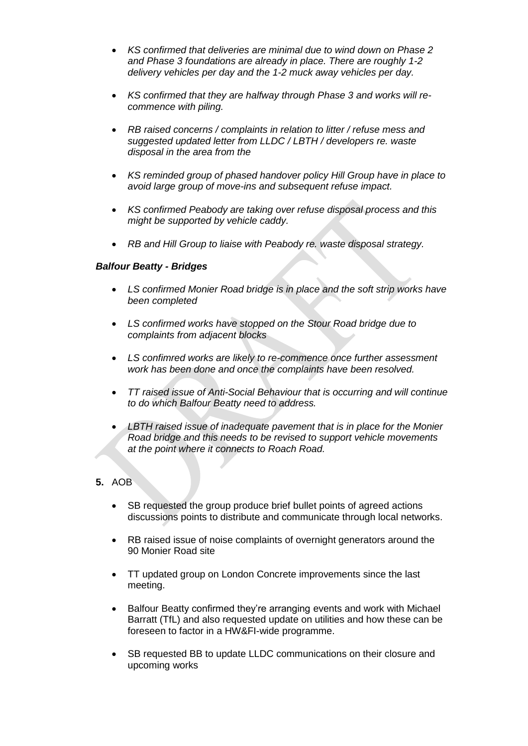- *KS confirmed that deliveries are minimal due to wind down on Phase 2 and Phase 3 foundations are already in place. There are roughly 1-2 delivery vehicles per day and the 1-2 muck away vehicles per day.*

- *KS confirmed that they are halfway through Phase 3 and works will re-commence with piling.*

- *RB raised concerns / complaints in relation to litter / refuse mess and suggested updated letter from LLDC / LBTH / developers re. waste disposal in the area from the*

- *KS reminded group of phased handover policy Hill Group have in place to avoid large group of move-ins and subsequent refuse impact.*

- *KS confirmed Peabody are taking over refuse disposal process and this might be supported by vehicle caddy.*

- *RB and Hill Group to liaise with Peabody re. waste disposal strategy.*

***Balfour Beatty - Bridges***

- *LS confirmed Monier Road bridge is in place and the soft strip works have been completed*

- *LS confirmed works have stopped on the Stour Road bridge due to complaints from adjacent blocks*

- *LS confimred works are likely to re-commence once further assessment work has been done and once the complaints have been resolved.*

- *TT raised issue of Anti-Social Behaviour that is occurring and will continue to do which Balfour Beatty need to address.*

- *LBTH raised issue of inadequate pavement that is in place for the Monier Road bridge and this needs to be revised to support vehicle movements at the point where it connects to Roach Road.*

**5.** AOB

- SB requested the group produce brief bullet points of agreed actions discussions points to distribute and communicate through local networks.

- RB raised issue of noise complaints of overnight generators around the 90 Monier Road site

- TT updated group on London Concrete improvements since the last meeting.

- Balfour Beatty confirmed they're arranging events and work with Michael Barratt (TfL) and also requested update on utilities and how these can be foreseen to factor in a HW&FI-wide programme.

- SB requested BB to update LLDC communications on their closure and upcoming works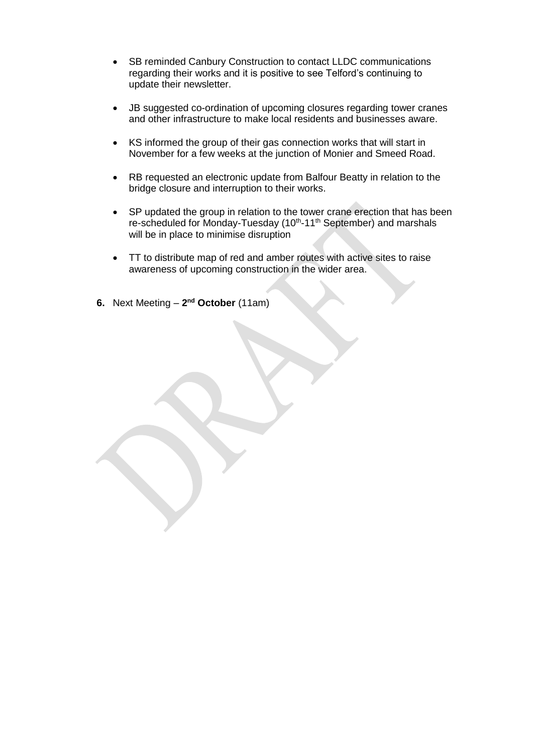- SB reminded Canbury Construction to contact LLDC communications regarding their works and it is positive to see Telford's continuing to update their newsletter.

- JB suggested co-ordination of upcoming closures regarding tower cranes and other infrastructure to make local residents and businesses aware.

- KS informed the group of their gas connection works that will start in November for a few weeks at the junction of Monier and Smeed Road.

- RB requested an electronic update from Balfour Beatty in relation to the bridge closure and interruption to their works.

- SP updated the group in relation to the tower crane erection that has been re-scheduled for Monday-Tuesday (10th-11th September) and marshals will be in place to minimise disruption

- TT to distribute map of red and amber routes with active sites to raise awareness of upcoming construction in the wider area.

**6.** Next Meeting – **2nd October** (11am)